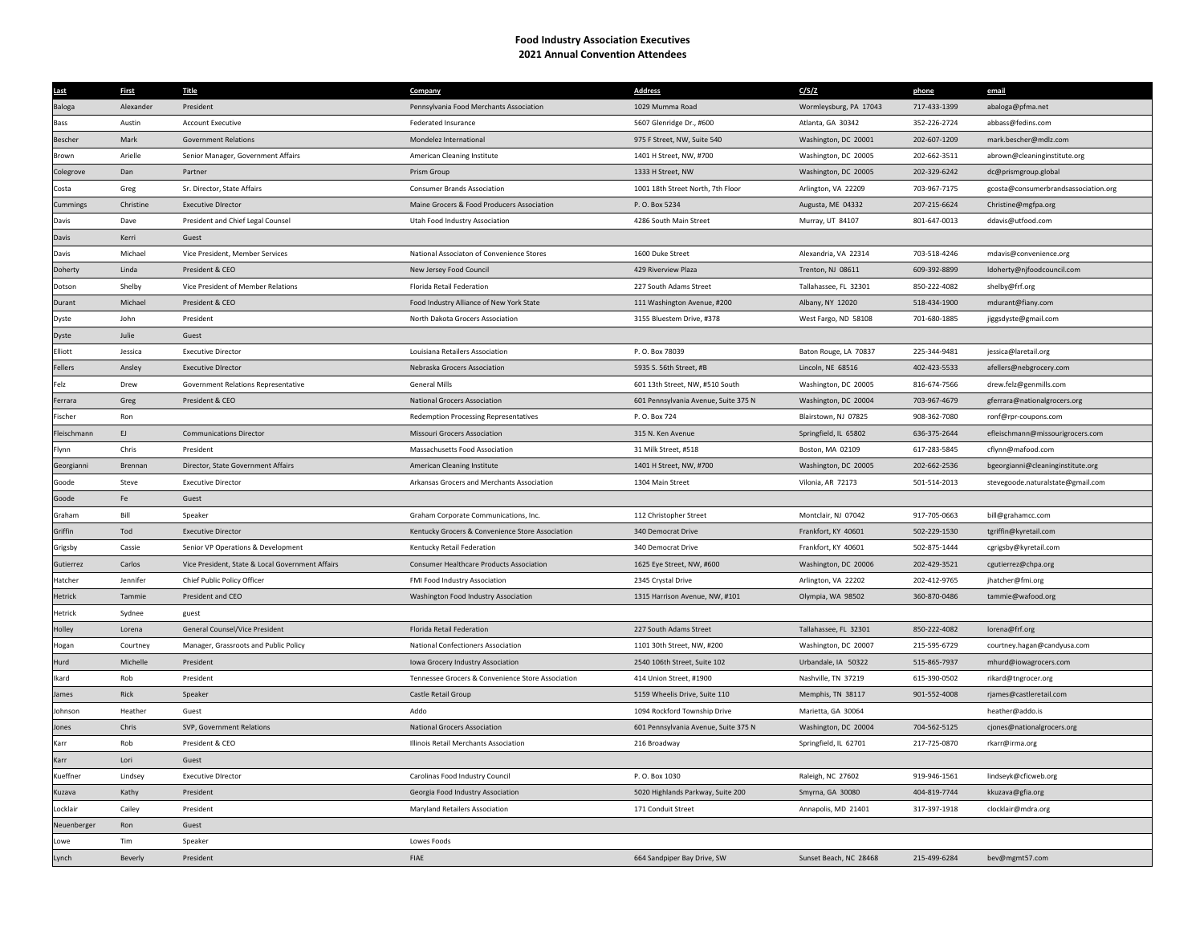**Food Industry Association Executives**
**2021 Annual Convention Attendees**

| Last | First | Title | Company | Address | C/S/Z | phone | email |
|---|---|---|---|---|---|---|---|
| Baloga | Alexander | President | Pennsylvania Food Merchants Association | 1029 Mumma Road | Wormleysburg, PA 17043 | 717-433-1399 | abaloga@pfma.net |
| Bass | Austin | Account Executive | Federated Insurance | 5607 Glenridge Dr., #600 | Atlanta, GA 30342 | 352-226-2724 | abbass@fedins.com |
| Bescher | Mark | Government Relations | Mondelez International | 975 F Street, NW, Suite 540 | Washington, DC 20001 | 202-607-1209 | mark.bescher@mdlz.com |
| Brown | Arielle | Senior Manager, Government Affairs | American Cleaning Institute | 1401 H Street, NW, #700 | Washington, DC 20005 | 202-662-3511 | abrown@cleaninginstitute.org |
| Colegrove | Dan | Partner | Prism Group | 1333 H Street, NW | Washington, DC 20005 | 202-329-6242 | dc@prismgroup.global |
| Costa | Greg | Sr. Director, State Affairs | Consumer Brands Association | 1001 18th Street North, 7th Floor | Arlington, VA 22209 | 703-967-7175 | gcosta@consumerbrandsassociation.org |
| Cummings | Christine | Executive Director | Maine Grocers & Food Producers Association | P. O. Box 5234 | Augusta, ME 04332 | 207-215-6624 | Christine@mgfpa.org |
| Davis | Dave | President and Chief Legal Counsel | Utah Food Industry Association | 4286 South Main Street | Murray, UT 84107 | 801-647-0013 | ddavis@utfood.com |
| Davis | Kerri | Guest | | | | | |
| Davis | Michael | Vice President, Member Services | National Associaton of Convenience Stores | 1600 Duke Street | Alexandria, VA 22314 | 703-518-4246 | mdavis@convenience.org |
| Doherty | Linda | President & CEO | New Jersey Food Council | 429 Riverview Plaza | Trenton, NJ 08611 | 609-392-8899 | ldoherty@njfoodcouncil.com |
| Dotson | Shelby | Vice President of Member Relations | Florida Retail Federation | 227 South Adams Street | Tallahassee, FL 32301 | 850-222-4082 | shelby@frf.org |
| Durant | Michael | President & CEO | Food Industry Alliance of New York State | 111 Washington Avenue, #200 | Albany, NY 12020 | 518-434-1900 | mdurant@fiany.com |
| Dyste | John | President | North Dakota Grocers Association | 3155 Bluestem Drive, #378 | West Fargo, ND 58108 | 701-680-1885 | jiggsdyste@gmail.com |
| Dyste | Julie | Guest | | | | | |
| Elliott | Jessica | Executive Director | Louisiana Retailers Association | P. O. Box 78039 | Baton Rouge, LA 70837 | 225-344-9481 | jessica@laretail.org |
| Fellers | Ansley | Executive Director | Nebraska Grocers Association | 5935 S. 56th Street, #B | Lincoln, NE 68516 | 402-423-5533 | afellers@nebgrocery.com |
| Felz | Drew | Government Relations Representative | General Mills | 601 13th Street, NW, #510 South | Washington, DC 20005 | 816-674-7566 | drew.felz@genmills.com |
| Ferrara | Greg | President & CEO | National Grocers Association | 601 Pennsylvania Avenue, Suite 375 N | Washington, DC 20004 | 703-967-4679 | gferrara@nationalgrocers.org |
| Fischer | Ron | | Redemption Processing Representatives | P. O. Box 724 | Blairstown, NJ 07825 | 908-362-7080 | ronf@rpr-coupons.com |
| Fleischmann | EJ | Communications Director | Missouri Grocers Association | 315 N. Ken Avenue | Springfield, IL 65802 | 636-375-2644 | efleischmann@missourigrocers.com |
| Flynn | Chris | President | Massachusetts Food Association | 31 Milk Street, #518 | Boston, MA 02109 | 617-283-5845 | cflynn@mafood.com |
| Georgianni | Brennan | Director, State Government Affairs | American Cleaning Institute | 1401 H Street, NW, #700 | Washington, DC 20005 | 202-662-2536 | bgeorgianni@cleaninginstitute.org |
| Goode | Steve | Executive Director | Arkansas Grocers and Merchants Association | 1304 Main Street | Vilonia, AR 72173 | 501-514-2013 | stevegoode.naturalstate@gmail.com |
| Goode | Fe | Guest | | | | | |
| Graham | Bill | Speaker | Graham Corporate Communications, Inc. | 112 Christopher Street | Montclair, NJ 07042 | 917-705-0663 | bill@grahamcc.com |
| Griffin | Tod | Executive Director | Kentucky Grocers & Convenience Store Association | 340 Democrat Drive | Frankfort, KY 40601 | 502-229-1530 | tgriffin@kyretail.com |
| Grigsby | Cassie | Senior VP Operations & Development | Kentucky Retail Federation | 340 Democrat Drive | Frankfort, KY 40601 | 502-875-1444 | cgrigsby@kyretail.com |
| Gutierrez | Carlos | Vice President, State & Local Government Affairs | Consumer Healthcare Products Association | 1625 Eye Street, NW, #600 | Washington, DC 20006 | 202-429-3521 | cgutierrez@chpa.org |
| Hatcher | Jennifer | Chief Public Policy Officer | FMI Food Industry Association | 2345 Crystal Drive | Arlington, VA 22202 | 202-412-9765 | jhatcher@fmi.org |
| Hetrick | Tammie | President and CEO | Washington Food Industry Association | 1315 Harrison Avenue, NW, #101 | Olympia, WA 98502 | 360-870-0486 | tammie@wafood.org |
| Hetrick | Sydnee | guest | | | | | |
| Holley | Lorena | General Counsel/Vice President | Florida Retail Federation | 227 South Adams Street | Tallahassee, FL 32301 | 850-222-4082 | lorena@frf.org |
| Hogan | Courtney | Manager, Grassroots and Public Policy | National Confectioners Association | 1101 30th Street, NW, #200 | Washington, DC 20007 | 215-595-6729 | courtney.hagan@candyusa.com |
| Hurd | Michelle | President | Iowa Grocery Industry Association | 2540 106th Street, Suite 102 | Urbandale, IA 50322 | 515-865-7937 | mhurd@iowagrocers.com |
| Ikard | Rob | President | Tennessee Grocers & Convenience Store Association | 414 Union Street, #1900 | Nashville, TN 37219 | 615-390-0502 | rikard@tngrocer.org |
| James | Rick | Speaker | Castle Retail Group | 5159 Wheelis Drive, Suite 110 | Memphis, TN 38117 | 901-552-4008 | rjames@castleretail.com |
| Johnson | Heather | Guest | Addo | 1094 Rockford Township Drive | Marietta, GA 30064 | | heather@addo.is |
| Jones | Chris | SVP, Government Relations | National Grocers Association | 601 Pennsylvania Avenue, Suite 375 N | Washington, DC 20004 | 704-562-5125 | cjones@nationalgrocers.org |
| Karr | Rob | President & CEO | Illinois Retail Merchants Association | 216 Broadway | Springfield, IL 62701 | 217-725-0870 | rkarr@irma.org |
| Karr | Lori | Guest | | | | | |
| Kueffner | Lindsey | Executive Director | Carolinas Food Industry Council | P. O. Box 1030 | Raleigh, NC 27602 | 919-946-1561 | lindseyk@cficweb.org |
| Kuzava | Kathy | President | Georgia Food Industry Association | 5020 Highlands Parkway, Suite 200 | Smyrna, GA 30080 | 404-819-7744 | kkuzava@gfia.org |
| Locklair | Cailey | President | Maryland Retailers Association | 171 Conduit Street | Annapolis, MD 21401 | 317-397-1918 | clocklair@mdra.org |
| Neuenberger | Ron | Guest | | | | | |
| Lowe | Tim | Speaker | Lowes Foods | | | | |
| Lynch | Beverly | President | FIAE | 664 Sandpiper Bay Drive, SW | Sunset Beach, NC 28468 | 215-499-6284 | bev@mgmt57.com |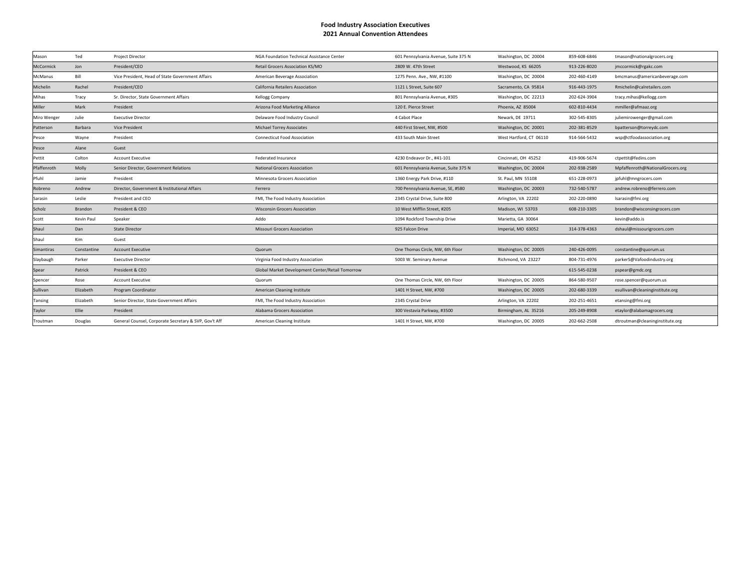**Food Industry Association Executives**
**2021 Annual Convention Attendees**

| | | | | | | | |
|---|---|---|---|---|---|---|---|
| Mason | Ted | Project Director | NGA Foundation Technical Assistance Center | 601 Pennsylvania Avenue, Suite 375 N | Washington, DC 20004 | 859-608-6846 | tmason@nationalgrocers.org |
| McCormick | Jon | President/CEO | Retail Grocers Association KS/MO | 2809 W. 47th Street | Westwood, KS 66205 | 913-226-8020 | jmccormick@rgakc.com |
| McManus | Bill | Vice President, Head of State Government Affairs | American Beverage Association | 1275 Penn. Ave., NW, #1100 | Washington, DC 20004 | 202-460-4149 | bmcmanus@americanbeverage.com |
| Michelin | Rachel | President/CEO | California Retailers Association | 1121 L Street, Suite 607 | Sacramento, CA 95814 | 916-443-1975 | Rmichelin@calretailers.com |
| Mihas | Tracy | Sr. Director, State Government Affairs | Kellogg Company | 801 Pennsylvania Avenue, #305 | Washington, DC 22213 | 202-624-3904 | tracy.mihas@kellogg.com |
| Miller | Mark | President | Arizona Food Marketing Alliance | 120 E. Pierce Street | Phoenix, AZ 85004 | 602-810-4434 | mmiller@afmaaz.org |
| Miro Wenger | Julie | Executive Director | Delaware Food Industry Council | 4 Cabot Place | Newark, DE 19711 | 302-545-8305 | juliemirowenger@gmail.com |
| Patterson | Barbara | Vice President | Michael Torrey Associates | 440 First Street, NW, #500 | Washington, DC 20001 | 202-381-8529 | bpatterson@torreydc.com |
| Pesce | Wayne | President | Connecticut Food Association | 433 South Main Street | West Hartford, CT 06110 | 914-564-5432 | wsp@ctfoodassociation.org |
| Pesce | Alane | Guest | | | | | |
| Pettit | Colton | Account Executive | Federated Insurance | 4230 Endeavor Dr., #41-101 | Cincinnati, OH 45252 | 419-906-5674 | ctpettit@fedins.com |
| Pfaffenroth | Molly | Senior Director, Government Relations | National Grocers Association | 601 Pennsylvania Avenue, Suite 375 N | Washington, DC 20004 | 202-938-2589 | Mpfaffenroth@NationalGrocers.org |
| Pfuhl | Jamie | President | Minnesota Grocers Association | 1360 Energy Park Drive, #110 | St. Paul, MN 55108 | 651-228-0973 | jpfuhl@mngrocers.com |
| Robreno | Andrew | Director, Government & Institutional Affairs | Ferrero | 700 Pennsylvania Avenue, SE, #580 | Washington, DC 20003 | 732-540-5787 | andrew.robreno@ferrero.com |
| Sarasin | Leslie | President and CEO | FMI, The Food Industry Association | 2345 Crystal Drive, Suite 800 | Arlington, VA 22202 | 202-220-0890 | lsarasin@fmi.org |
| Scholz | Brandon | President & CEO | Wisconsin Grocers Association | 10 West Mifflin Street, #205 | Madison, WI 53703 | 608-210-3305 | brandon@wisconsingrocers.com |
| Scott | Kevin Paul | Speaker | Addo | 1094 Rockford Township Drive | Marietta, GA 30064 | | kevin@addo.is |
| Shaul | Dan | State Director | Missouri Grocers Association | 925 Falcon Drive | Imperial, MO 63052 | 314-378-4363 | dshaul@missourigrocers.com |
| Shaul | Kim | Guest | | | | | |
| Simantiras | Constantine | Account Executive | Quorum | One Thomas Circle, NW, 6th Floor | Washington, DC 20005 | 240-426-0095 | constantine@quorum.us |
| Slaybaugh | Parker | Executive Director | Virginia Food Industry Association | 5003 W. Seminary Avenue | Richmond, VA 23227 | 804-731-4976 | parkerS@Vafoodindustry.org |
| Spear | Patrick | President & CEO | Global Market Development Center/Retail Tomorrow | | | 615-545-0238 | pspear@gmdc.org |
| Spencer | Rose | Account Executive | Quorum | One Thomas Circle, NW, 6th Floor | Washington, DC 20005 | 864-580-9507 | rose.spencer@quorum.us |
| Sullivan | Elizabeth | Program Coordinator | American Cleaning Institute | 1401 H Street, NW, #700 | Washington, DC 20005 | 202-680-3339 | esullivan@cleaninginstitute.org |
| Tansing | Elizabeth | Senior Director, State Government Affairs | FMI, The Food Industry Association | 2345 Crystal Drive | Arlington, VA 22202 | 202-251-4651 | etansing@fmi.org |
| Taylor | Ellie | President | Alabama Grocers Association | 300 Vestavia Parkway, #3500 | Birmingham, AL 35216 | 205-249-8908 | etaylor@alabamagrocers.org |
| Troutman | Douglas | General Counsel, Corporate Secretary & SVP, Gov't Aff | American Cleaning Institute | 1401 H Street, NW, #700 | Washington, DC 20005 | 202-662-2508 | dtroutman@cleaninginstitute.org |